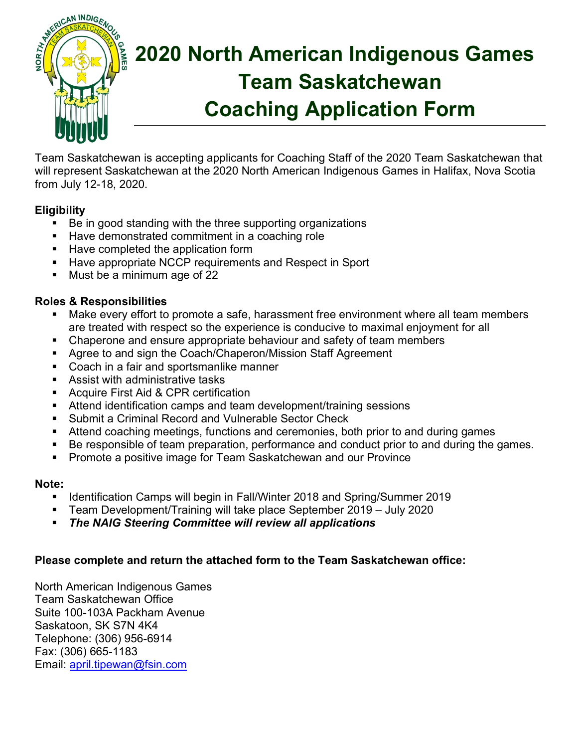# 2020 North American Indigenous Games Team Saskatchewan Coaching Application Form

Team Saskatchewan is accepting applicants for Coaching Staff of the 2020 Team Saskatchewan that will represent Saskatchewan at the 2020 North American Indigenous Games in Halifax, Nova Scotia from July 12-18, 2020.

**Eligibility**

- Be in good standing with the three supporting organizations
- Have demonstrated commitment in a coaching role
- Have completed the application form
- Have appropriate NCCP requirements and Respect in Sport
- Must be a minimum age of 22

**Roles & Responsibilities**

- Make every effort to promote a safe, harassment free environment where all team members are treated with respect so the experience is conducive to maximal enjoyment for all
- Chaperone and ensure appropriate behaviour and safety of team members
- Agree to and sign the Coach/Chaperon/Mission Staff Agreement
- Coach in a fair and sportsmanlike manner
- Assist with administrative tasks
- Acquire First Aid & CPR certification
- Attend identification camps and team development/training sessions
- Submit a Criminal Record and Vulnerable Sector Check
- Attend coaching meetings, functions and ceremonies, both prior to and during games
- Be responsible of team preparation, performance and conduct prior to and during the games.
- Promote a positive image for Team Saskatchewan and our Province

**Note:**

- Identification Camps will begin in Fall/Winter 2018 and Spring/Summer 2019
- Team Development/Training will take place September 2019 – July 2020
- ***The NAIG Steering Committee will review all applications***

**Please complete and return the attached form to the Team Saskatchewan office:**

North American Indigenous Games
Team Saskatchewan Office
Suite 100-103A Packham Avenue
Saskatoon, SK S7N 4K4
Telephone: (306) 956-6914
Fax: (306) 665-1183
Email: april.tipewan@fsin.com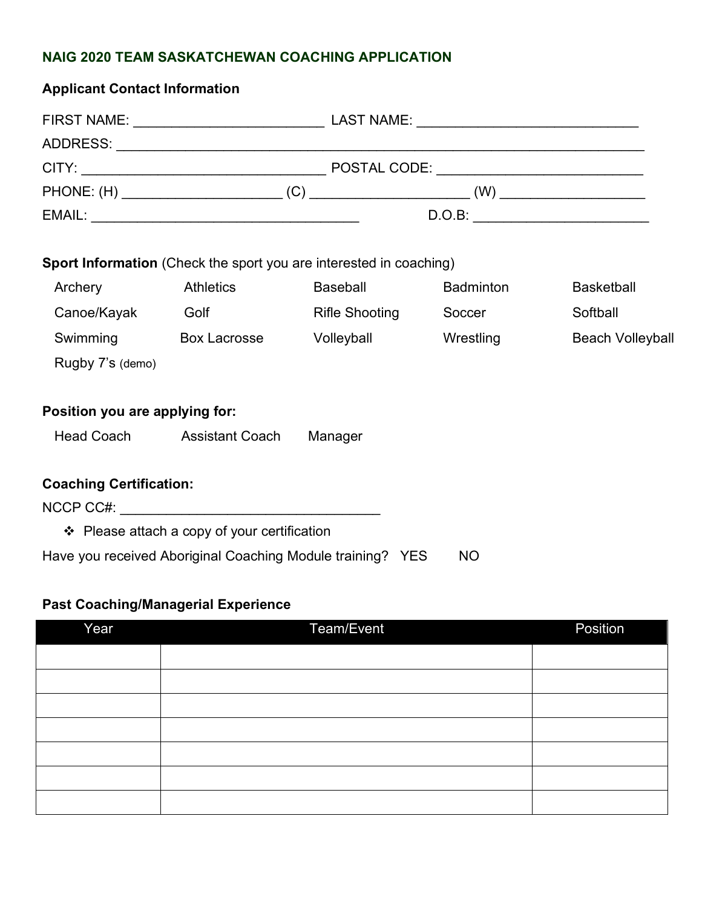## NAIG 2020 TEAM SASKATCHEWAN COACHING APPLICATION

### Applicant Contact Information

FIRST NAME: ________________________ LAST NAME: ____________________________

ADDRESS: ___________________________________________________________________

CITY: _______________________________ POSTAL CODE: __________________________

PHONE: (H) ____________________ (C) ____________________ (W) __________________

EMAIL: __________________________________ D.O.B: ______________________

**Sport Information** (Check the sport you are interested in coaching)

| | | | | |
|---|---|---|---|---|
| Archery | Athletics | Baseball | Badminton | Basketball |
| Canoe/Kayak | Golf | Rifle Shooting | Soccer | Softball |
| Swimming | Box Lacrosse | Volleyball | Wrestling | Beach Volleyball |
| Rugby 7's (demo) | | | | |

**Position you are applying for:**

Head Coach    Assistant Coach    Manager

**Coaching Certification:**

NCCP CC#: _________________________________

- ❖ Please attach a copy of your certification

Have you received Aboriginal Coaching Module training? YES NO

**Past Coaching/Managerial Experience**

| Year | Team/Event | Position |
|---|---|---|
| | | |
| | | |
| | | |
| | | |
| | | |
| | | |
| | | |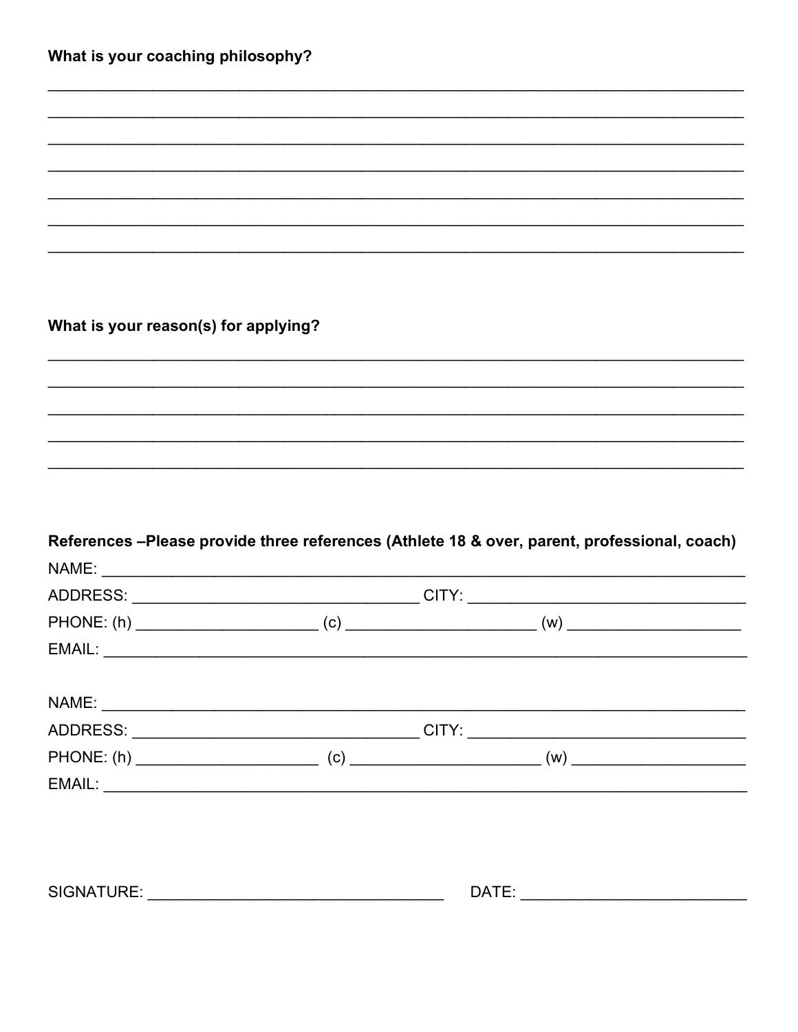**What is your coaching philosophy?**

_______________________________________________________________________________

_______________________________________________________________________________

_______________________________________________________________________________

_______________________________________________________________________________

_______________________________________________________________________________

_______________________________________________________________________________

_______________________________________________________________________________

**What is your reason(s) for applying?**

_______________________________________________________________________________

_______________________________________________________________________________

_______________________________________________________________________________

_______________________________________________________________________________

_______________________________________________________________________________

**References –Please provide three references (Athlete 18 & over, parent, professional, coach)**

NAME: _______________________________________________________________________

ADDRESS: _______________________________ CITY: ______________________________

PHONE: (h) ____________________ (c) ____________________ (w) ___________________

EMAIL: _______________________________________________________________________

NAME: _______________________________________________________________________

ADDRESS: _______________________________ CITY: ______________________________

PHONE: (h) ____________________ (c) ____________________ (w) ___________________

EMAIL: _______________________________________________________________________

SIGNATURE: _________________________________ DATE: _________________________